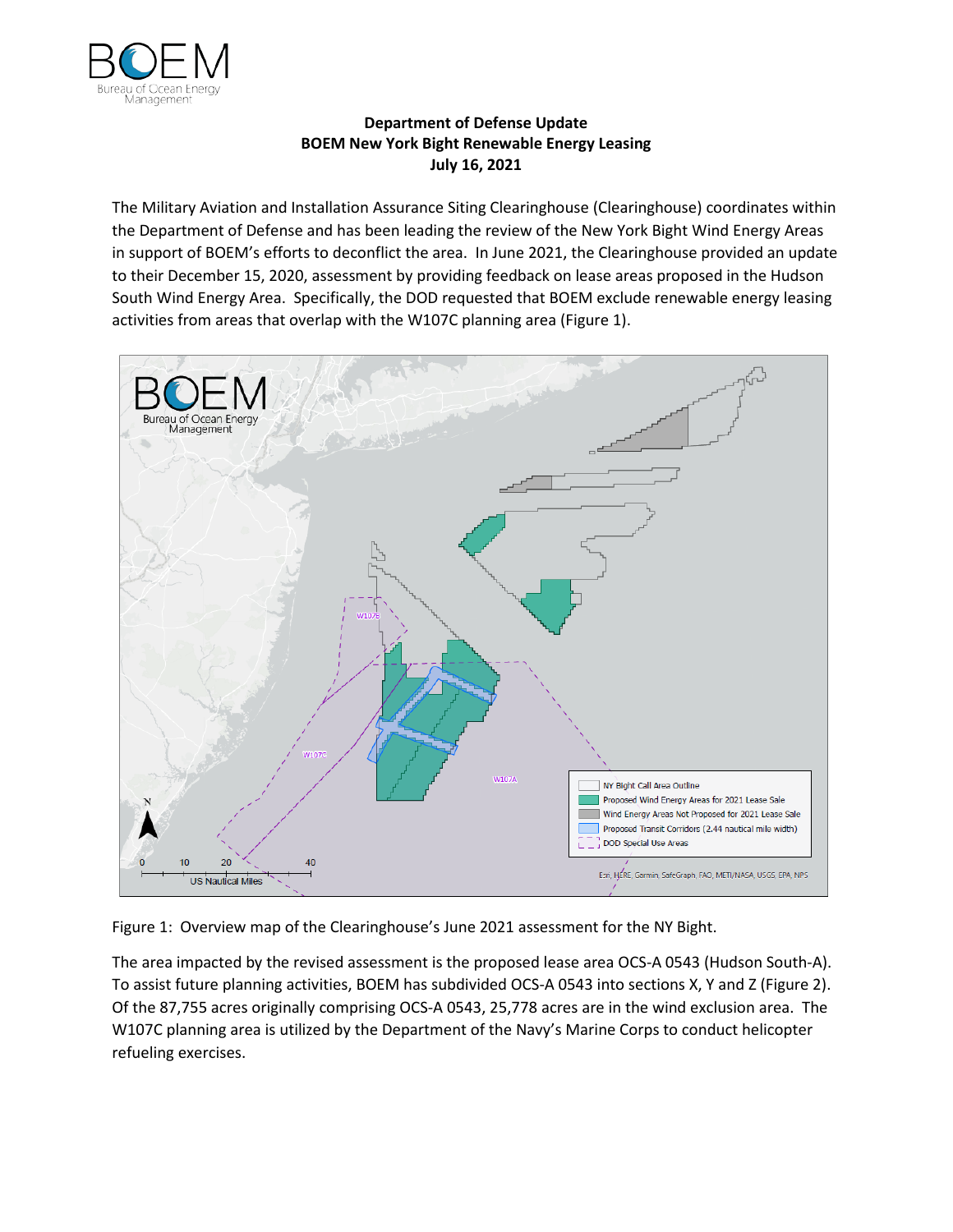# Department of Defense Update
## BOEM New York Bight Renewable Energy Leasing
### July 16, 2021

The Military Aviation and Installation Assurance Siting Clearinghouse (Clearinghouse) coordinates within the Department of Defense and has been leading the review of the New York Bight Wind Energy Areas in support of BOEM's efforts to deconflict the area. In June 2021, the Clearinghouse provided an update to their December 15, 2020, assessment by providing feedback on lease areas proposed in the Hudson South Wind Energy Area. Specifically, the DOD requested that BOEM exclude renewable energy leasing activities from areas that overlap with the W107C planning area (Figure 1).

Figure 1: Overview map of the Clearinghouse's June 2021 assessment for the NY Bight.

The area impacted by the revised assessment is the proposed lease area OCS-A 0543 (Hudson South-A). To assist future planning activities, BOEM has subdivided OCS-A 0543 into sections X, Y and Z (Figure 2). Of the 87,755 acres originally comprising OCS-A 0543, 25,778 acres are in the wind exclusion area. The W107C planning area is utilized by the Department of the Navy's Marine Corps to conduct helicopter refueling exercises.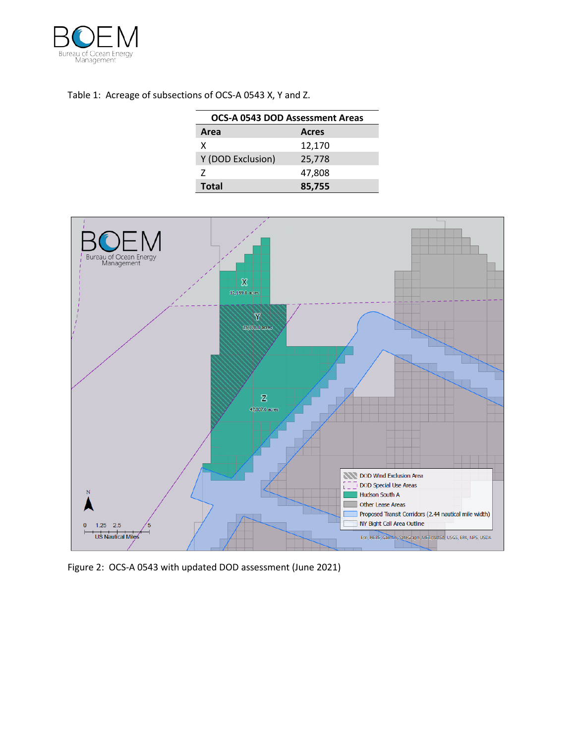Table 1: Acreage of subsections of OCS-A 0543 X, Y and Z.

| OCS-A 0543 DOD Assessment Areas | |
|---|---|
| **Area** | **Acres** |
| X | 12,170 |
| Y (DOD Exclusion) | 25,778 |
| Z | 47,808 |
| **Total** | **85,755** |

Figure 2: OCS-A 0543 with updated DOD assessment (June 2021)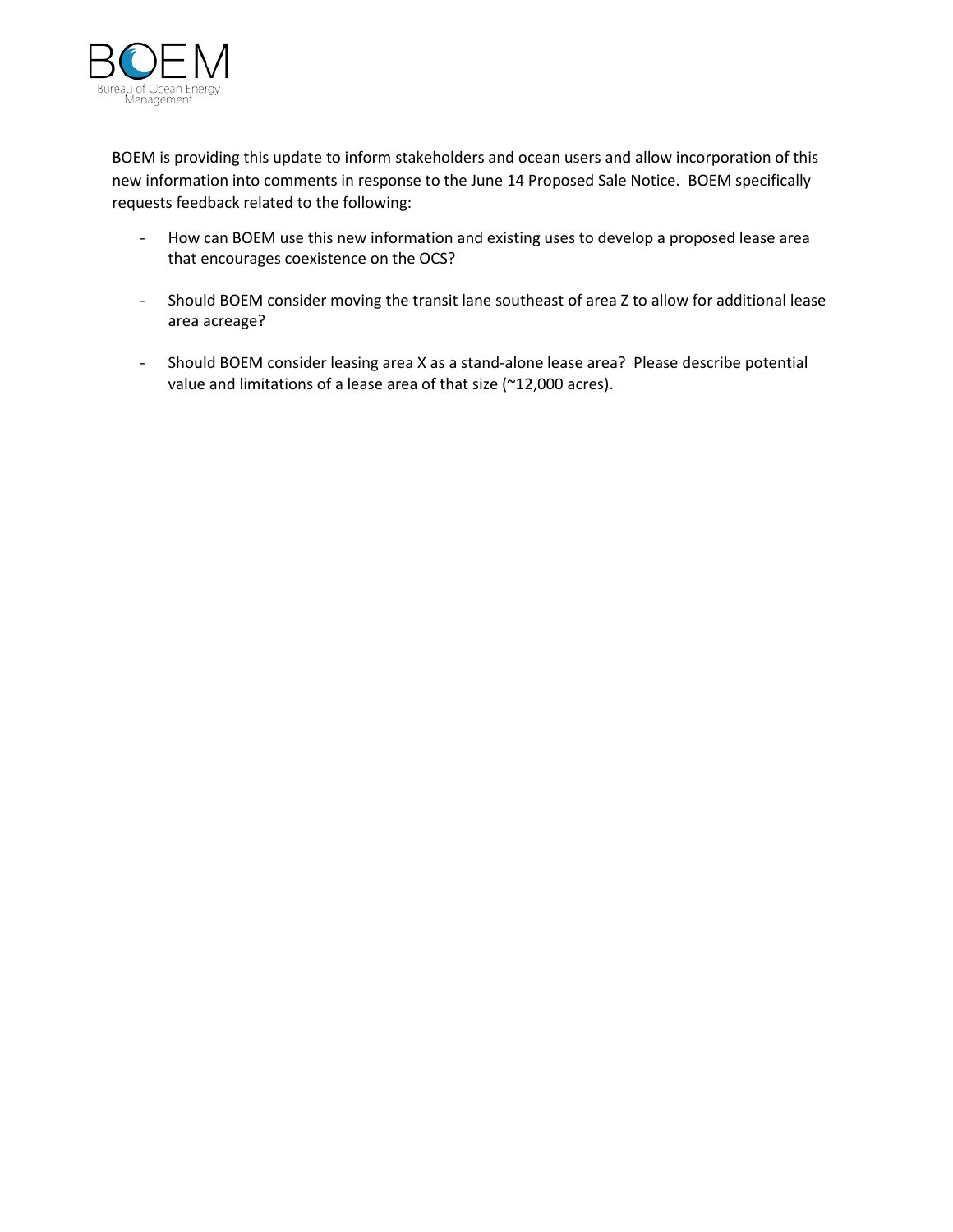BOEM is providing this update to inform stakeholders and ocean users and allow incorporation of this new information into comments in response to the June 14 Proposed Sale Notice. BOEM specifically requests feedback related to the following:

- How can BOEM use this new information and existing uses to develop a proposed lease area that encourages coexistence on the OCS?
- Should BOEM consider moving the transit lane southeast of area Z to allow for additional lease area acreage?
- Should BOEM consider leasing area X as a stand-alone lease area? Please describe potential value and limitations of a lease area of that size (~12,000 acres).